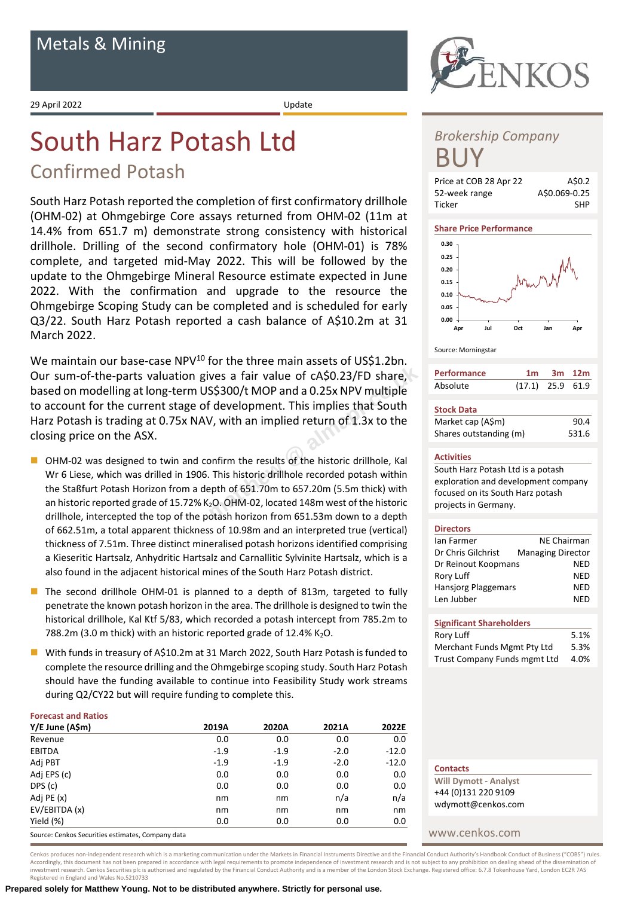# Metals & Mining

29 April 2022 Update

# South Harz Potash Ltd

## Confirmed Potash

South Harz Potash reported the completion of first confirmatory drillhole (OHM-02) at Ohmgebirge Core assays returned from OHM-02 (11m at 14.4% from 651.7 m) demonstrate strong consistency with historical drillhole. Drilling of the second confirmatory hole (OHM-01) is 78% complete, and targeted mid-May 2022. This will be followed by the update to the Ohmgebirge Mineral Resource estimate expected in June 2022. With the confirmation and upgrade to the resource the Ohmgebirge Scoping Study can be completed and is scheduled for early Q3/22. South Harz Potash reported a cash balance of A$10.2m at 31 March 2022.

We maintain our base-case NPV[10] for the three main assets of US$1.2bn. Our sum-of-the-parts valuation gives a fair value of cA$0.23/FD share, based on modelling at long-term US$300/t MOP and a 0.25x NPV multiple to account for the current stage of development. This implies that South Harz Potash is trading at 0.75x NAV, with an implied return of 1.3x to the closing price on the ASX.

- OHM-02 was designed to twin and confirm the results of the historic drillhole, Kal Wr 6 Liese, which was drilled in 1906. This historic drillhole recorded potash within the Staßfurt Potash Horizon from a depth of 651.70m to 657.20m (5.5m thick) with an historic reported grade of 15.72% $K_2O$. OHM-02, located 148m west of the historic drillhole, intercepted the top of the potash horizon from 651.53m down to a depth of 662.51m, a total apparent thickness of 10.98m and an interpreted true (vertical) thickness of 7.51m. Three distinct mineralised potash horizons identified comprising a Kieseritic Hartsalz, Anhydritic Hartsalz and Carnallitic Sylvinite Hartsalz, which is a also found in the adjacent historical mines of the South Harz Potash district.
- The second drillhole OHM-01 is planned to a depth of 813m, targeted to fully penetrate the known potash horizon in the area. The drillhole is designed to twin the historical drillhole, Kal Ktf 5/83, which recorded a potash intercept from 785.2m to 788.2m (3.0 m thick) with an historic reported grade of 12.4% $K_2O$.
- With funds in treasury of A$10.2m at 31 March 2022, South Harz Potash is funded to complete the resource drilling and the Ohmgebirge scoping study. South Harz Potash should have the funding available to continue into Feasibility Study work streams during Q2/CY22 but will require funding to complete this.

**Forecast and Ratios**

| Y/E June (A$m) | 2019A | 2020A | 2021A | 2022E |
|---|---|---|---|---|
| Revenue | 0.0 | 0.0 | 0.0 | 0.0 |
| EBITDA | -1.9 | -1.9 | -2.0 | -12.0 |
| Adj PBT | -1.9 | -1.9 | -2.0 | -12.0 |
| Adj EPS (c) | 0.0 | 0.0 | 0.0 | 0.0 |
| DPS (c) | 0.0 | 0.0 | 0.0 | 0.0 |
| Adj PE (x) | nm | nm | n/a | n/a |
| EV/EBITDA (x) | nm | nm | nm | nm |
| Yield (%) | 0.0 | 0.0 | 0.0 | 0.0 |

Source: Cenkos Securities estimates, Company data

*Brokership Company*

**BUY**

| | |
|---|---|
| Price at COB 28 Apr 22 | A$0.2 |
| 52-week range | A$0.069-0.25 |
| Ticker | SHP |

**Share Price Performance**

Source: Morningstar

| Performance | 1m | 3m | 12m |
|---|---|---|---|
| Absolute | (17.1) | 25.9 | 61.9 |

**Stock Data**

| | |
|---|---|
| Market cap (A$m) | 90.4 |
| Shares outstanding (m) | 531.6 |

**Activities**

South Harz Potash Ltd is a potash exploration and development company focused on its South Harz potash projects in Germany.

**Directors**

| | |
|---|---|
| Ian Farmer | NE Chairman |
| Dr Chris Gilchrist | Managing Director |
| Dr Reinout Koopmans | NED |
| Rory Luff | NED |
| Hansjorg Plaggemars | NED |
| Len Jubber | NED |

**Significant Shareholders**

| | |
|---|---|
| Rory Luff | 5.1% |
| Merchant Funds Mgmt Pty Ltd | 5.3% |
| Trust Company Funds mgmt Ltd | 4.0% |

**Contacts**

Will Dymott - Analyst
+44 (0)131 220 9109
wdymott@cenkos.com

www.cenkos.com

Cenkos produces non-independent research which is a marketing communication under the Markets in Financial Instruments Directive and the Financial Conduct Authority's Handbook Conduct of Business ("COBS") rules. Accordingly, this document has not been prepared in accordance with legal requirements to promote independence of investment research and is not subject to any prohibition on dealing ahead of the dissemination of investment research. Cenkos Securities plc is authorised and regulated by the Financial Conduct Authority and is a member of the London Stock Exchange. Registered office: 6.7.8 Tokenhouse Yard, London EC2R 7AS Registered in England and Wales No.5210733

**Prepared solely for Matthew Young. Not to be distributed anywhere. Strictly for personal use.**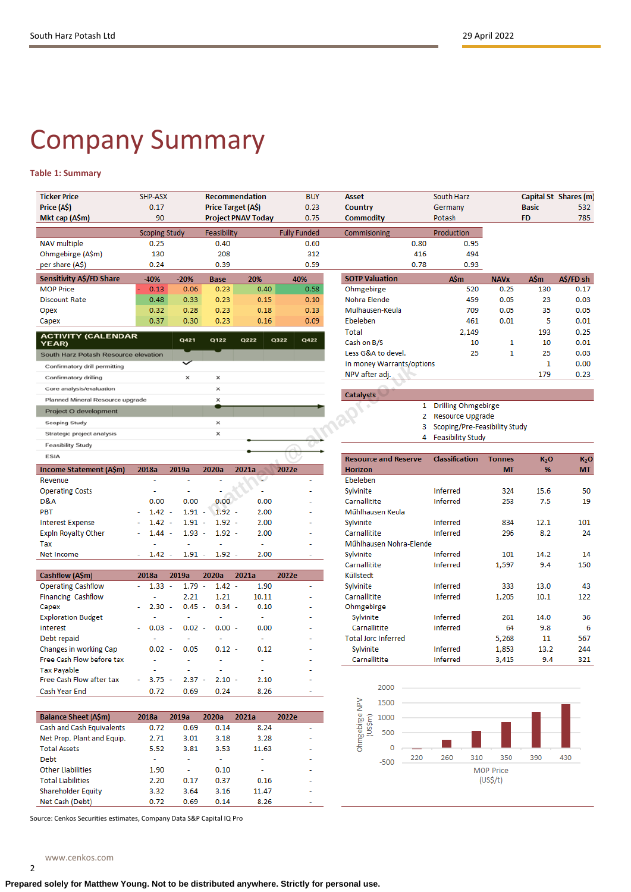# Company Summary

**Table 1: Summary**

| Ticker Price | SHP-ASX | Recommendation | BUY | Asset | South Harz | Capital St | Shares (m) |
|---|---|---|---|---|---|---|---|
| Price (A$) | 0.17 | Price Target (A$) | 0.23 | Country | Germany | Basic | 532 |
| Mkt cap (A$m) | 90 | Project PNAV Today | 0.75 | Commodity | Potash | FD | 785 |

| | Scoping Study | Feasibility | Fully Funded | Commisioning | Production |
|---|---|---|---|---|---|
| NAV multiple | 0.25 | 0.40 | 0.60 | 0.80 | 0.95 |
| Ohmgebirge (A$m) | 130 | 208 | 312 | 416 | 494 |
| per share (A$) | 0.24 | 0.39 | 0.59 | 0.78 | 0.93 |

| Sensitivity A$/FD Share | -40% | -20% | Base | 20% | 40% |
|---|---|---|---|---|---|
| MOP Price | - 0.13 | 0.06 | 0.23 | 0.40 | 0.58 |
| Discount Rate | 0.48 | 0.33 | 0.23 | 0.15 | 0.10 |
| Opex | 0.32 | 0.28 | 0.23 | 0.18 | 0.13 |
| Capex | 0.37 | 0.30 | 0.23 | 0.16 | 0.09 |

| SOTP Valuation | A$m | NAVx | A$m | A$/FD sh |
|---|---|---|---|---|
| Ohmgebirge | 520 | 0.25 | 130 | 0.17 |
| Nohra Elende | 459 | 0.05 | 23 | 0.03 |
| Mulhausen-Keula | 709 | 0.05 | 35 | 0.05 |
| Ebeleben | 461 | 0.01 | 5 | 0.01 |
| Total | 2,149 | | 193 | 0.25 |
| Cash on B/S | 10 | 1 | 10 | 0.01 |
| Less G&A to devel. | 25 | 1 | 25 | 0.03 |
| In money Warrants/options | | | 1 | 0.00 |
| NPV after adj. | | | 179 | 0.23 |

| ACTIVITY (CALENDAR YEAR) | Q421 | Q122 | Q222 | Q322 | Q422 |
|---|---|---|---|---|---|
| **South Harz Potash Resource elevation** | | | | | |
| Confirmatory drill permitting | ✓ | | | | |
| Confirmatory drilling | x | x | | | |
| Core analysis/evaluation | | x | | | |
| Planned Mineral Resource upgrade | | x | | | |
| **Project O development** | | | | | |
| Scoping Study | | x | | | |
| Strategic project analysis | | x | | | |
| Feasibility Study | | | | | |
| ESIA | | | | | |

**Catalysts**

1. Drilling Ohmgebirge
2. Resource Upgrade
3. Scoping/Pre-Feasibility Study
4. Feasibility Study

| Income Statement (A$m) | 2018a | 2019a | 2020a | 2021a | 2022e |
|---|---|---|---|---|---|
| Revenue | - | - | - | - | - |
| Operating Costs | - | - | - | - | - |
| D&A | 0.00 | 0.00 | 0.00 | 0.00 | - |
| PBT | - 1.42 | - 1.91 | - 1.92 | - 2.00 | - |
| Interest Expense | - 1.42 | - 1.91 | - 1.92 | - 2.00 | - |
| Expln Royalty Other | - 1.44 | - 1.93 | - 1.92 | - 2.00 | - |
| Tax | - | - | - | - | - |
| Net Income | - 1.42 | - 1.91 | - 1.92 | - 2.00 | - |

| Cashflow (A$m) | 2018a | 2019a | 2020a | 2021a | 2022e |
|---|---|---|---|---|---|
| Operating Cashflow | - 1.33 | - 1.79 | - 1.42 | - 1.90 | - |
| Financing Cashflow | - | 2.21 | 1.21 | 10.11 | - |
| Capex | - 2.30 | - 0.45 | - 0.34 | - 0.10 | - |
| Exploration Budget | - | - | - | - | - |
| Interest | - 0.03 | - 0.02 | - 0.00 | 0.00 | - |
| Debt repaid | - | - | - | - | - |
| Changes in working Cap | 0.02 | - 0.05 | 0.12 | - 0.12 | - |
| Free Cash Flow before tax | - | - | - | - | - |
| Tax Payable | - | - | - | - | - |
| Free Cash Flow after tax | - 3.75 | - 2.37 | - 2.10 | - 2.10 | - |
| Cash Year End | 0.72 | 0.69 | 0.24 | 8.26 | - |

| Balance Sheet (A$m) | 2018a | 2019a | 2020a | 2021a | 2022e |
|---|---|---|---|---|---|
| Cash and Cash Equivalents | 0.72 | 0.69 | 0.14 | 8.24 | - |
| Net Prop. Plant and Equip. | 2.71 | 3.01 | 3.18 | 3.28 | - |
| Total Assets | 5.52 | 3.81 | 3.53 | 11.63 | - |
| Debt | - | - | - | - | - |
| Other Liabilities | 1.90 | - | 0.10 | - | - |
| Total Liabilities | 2.20 | 0.17 | 0.37 | 0.16 | - |
| Shareholder Equity | 3.32 | 3.64 | 3.16 | 11.47 | - |
| Net Cash (Debt) | 0.72 | 0.69 | 0.14 | 8.26 | - |

| Resource and Reserve Horizon | Classification | Tonnes MT | $K_2O$ % | $K_2O$ MT |
|---|---|---|---|---|
| **Ebeleben** | | | | |
| Sylvinite | Inferred | 324 | 15.6 | 50 |
| Carnallitite | Inferred | 253 | 7.5 | 19 |
| **Mühlhausen Keula** | | | | |
| Sylvinite | Inferred | 834 | 12.1 | 101 |
| Carnallitite | Inferred | 296 | 8.2 | 24 |
| **Mühlhausen Nohra-Elende** | | | | |
| Sylvinite | Inferred | 101 | 14.2 | 14 |
| Carnallitite | Inferred | 1,597 | 9.4 | 150 |
| **Küllstedt** | | | | |
| Sylvinite | Inferred | 333 | 13.0 | 43 |
| Carnallitite | Inferred | 1,205 | 10.1 | 122 |
| **Ohmgebirge** | | | | |
| Sylvinite | Inferred | 261 | 14.0 | 36 |
| Carnallitite | Inferred | 64 | 9.8 | 6 |
| **Total Jorc Inferred** | | 5,268 | 11 | 567 |
| Sylvinite | Inferred | 1,853 | 13.2 | 244 |
| Carnallitite | Inferred | 3,415 | 9.4 | 321 |

Ohmgebirge NPV (US$m) vs MOP Price (US$/t): 220, 260, 310, 350, 390, 430

Source: Cenkos Securities estimates, Company Data S&P Capital IQ Pro

www.cenkos.com

Prepared solely for Matthew Young. Not to be distributed anywhere. Strictly for personal use.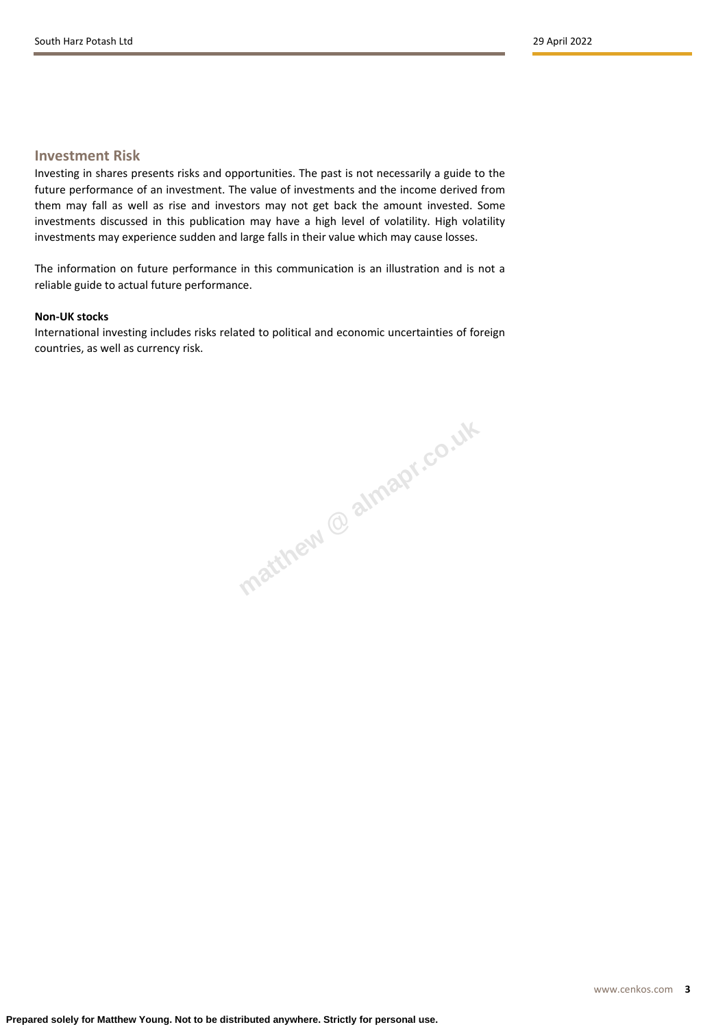## Investment Risk

Investing in shares presents risks and opportunities. The past is not necessarily a guide to the future performance of an investment. The value of investments and the income derived from them may fall as well as rise and investors may not get back the amount invested. Some investments discussed in this publication may have a high level of volatility. High volatility investments may experience sudden and large falls in their value which may cause losses.

The information on future performance in this communication is an illustration and is not a reliable guide to actual future performance.

**Non-UK stocks**

International investing includes risks related to political and economic uncertainties of foreign countries, as well as currency risk.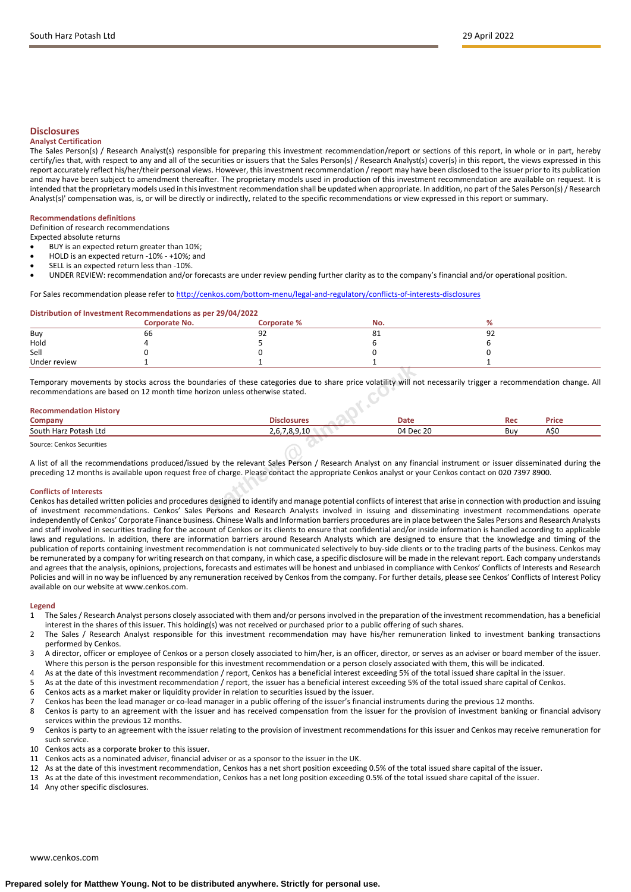## Disclosures

### Analyst Certification

The Sales Person(s) / Research Analyst(s) responsible for preparing this investment recommendation/report or sections of this report, in whole or in part, hereby certify/ies that, with respect to any and all of the securities or issuers that the Sales Person(s) / Research Analyst(s) cover(s) in this report, the views expressed in this report accurately reflect his/her/their personal views. However, this investment recommendation / report may have been disclosed to the issuer prior to its publication and may have been subject to amendment thereafter. The proprietary models used in production of this investment recommendation are available on request. It is intended that the proprietary models used in this investment recommendation shall be updated when appropriate. In addition, no part of the Sales Person(s) / Research Analyst(s)' compensation was, is, or will be directly or indirectly, related to the specific recommendations or view expressed in this report or summary.

### Recommendations definitions

Definition of research recommendations

Expected absolute returns

- BUY is an expected return greater than 10%;
- HOLD is an expected return -10% - +10%; and
- SELL is an expected return less than -10%.
- UNDER REVIEW: recommendation and/or forecasts are under review pending further clarity as to the company's financial and/or operational position.

For Sales recommendation please refer to http://cenkos.com/bottom-menu/legal-and-regulatory/conflicts-of-interests-disclosures

### Distribution of Investment Recommendations as per 29/04/2022

| | Corporate No. | Corporate % | No. | % |
|---|---|---|---|---|
| Buy | 66 | 92 | 81 | 92 |
| Hold | 4 | 5 | 6 | 6 |
| Sell | 0 | 0 | 0 | 0 |
| Under review | 1 | 1 | 1 | 1 |

Temporary movements by stocks across the boundaries of these categories due to share price volatility will not necessarily trigger a recommendation change. All recommendations are based on 12 month time horizon unless otherwise stated.

### Recommendation History

| Company | Disclosures | Date | Rec | Price |
|---|---|---|---|---|
| South Harz Potash Ltd | 2,6,7,8,9,10 | 04 Dec 20 | Buy | A$0 |

Source: Cenkos Securities

A list of all the recommendations produced/issued by the relevant Sales Person / Research Analyst on any financial instrument or issuer disseminated during the preceding 12 months is available upon request free of charge. Please contact the appropriate Cenkos analyst or your Cenkos contact on 020 7397 8900.

### Conflicts of Interests

Cenkos has detailed written policies and procedures designed to identify and manage potential conflicts of interest that arise in connection with production and issuing of investment recommendations. Cenkos' Sales Persons and Research Analysts involved in issuing and disseminating investment recommendations operate independently of Cenkos' Corporate Finance business. Chinese Walls and Information barriers procedures are in place between the Sales Persons and Research Analysts and staff involved in securities trading for the account of Cenkos or its clients to ensure that confidential and/or inside information is handled according to applicable laws and regulations. In addition, there are information barriers around Research Analysts which are designed to ensure that the knowledge and timing of the publication of reports containing investment recommendation is not communicated selectively to buy-side clients or to the trading parts of the business. Cenkos may be remunerated by a company for writing research on that company, in which case, a specific disclosure will be made in the relevant report. Each company understands and agrees that the analysis, opinions, projections, forecasts and estimates will be honest and unbiased in compliance with Cenkos' Conflicts of Interests and Research Policies and will in no way be influenced by any remuneration received by Cenkos from the company. For further details, please see Cenkos' Conflicts of Interest Policy available on our website at www.cenkos.com.

### Legend

1. The Sales / Research Analyst persons closely associated with them and/or persons involved in the preparation of the investment recommendation, has a beneficial interest in the shares of this issuer. This holding(s) was not received or purchased prior to a public offering of such shares.
2. The Sales / Research Analyst responsible for this investment recommendation may have his/her remuneration linked to investment banking transactions performed by Cenkos.
3. A director, officer or employee of Cenkos or a person closely associated to him/her, is an officer, director, or serves as an adviser or board member of the issuer. Where this person is the person responsible for this investment recommendation or a person closely associated with them, this will be indicated.
4. As at the date of this investment recommendation / report, Cenkos has a beneficial interest exceeding 5% of the total issued share capital in the issuer.
5. As at the date of this investment recommendation / report, the issuer has a beneficial interest exceeding 5% of the total issued share capital of Cenkos.
6. Cenkos acts as a market maker or liquidity provider in relation to securities issued by the issuer.
7. Cenkos has been the lead manager or co-lead manager in a public offering of the issuer's financial instruments during the previous 12 months.
8. Cenkos is party to an agreement with the issuer and has received compensation from the issuer for the provision of investment banking or financial advisory services within the previous 12 months.
9. Cenkos is party to an agreement with the issuer relating to the provision of investment recommendations for this issuer and Cenkos may receive remuneration for such service.
10. Cenkos acts as a corporate broker to this issuer.
11. Cenkos acts as a nominated adviser, financial adviser or as a sponsor to the issuer in the UK.
12. As at the date of this investment recommendation, Cenkos has a net short position exceeding 0.5% of the total issued share capital of the issuer.
13. As at the date of this investment recommendation, Cenkos has a net long position exceeding 0.5% of the total issued share capital of the issuer.
14. Any other specific disclosures.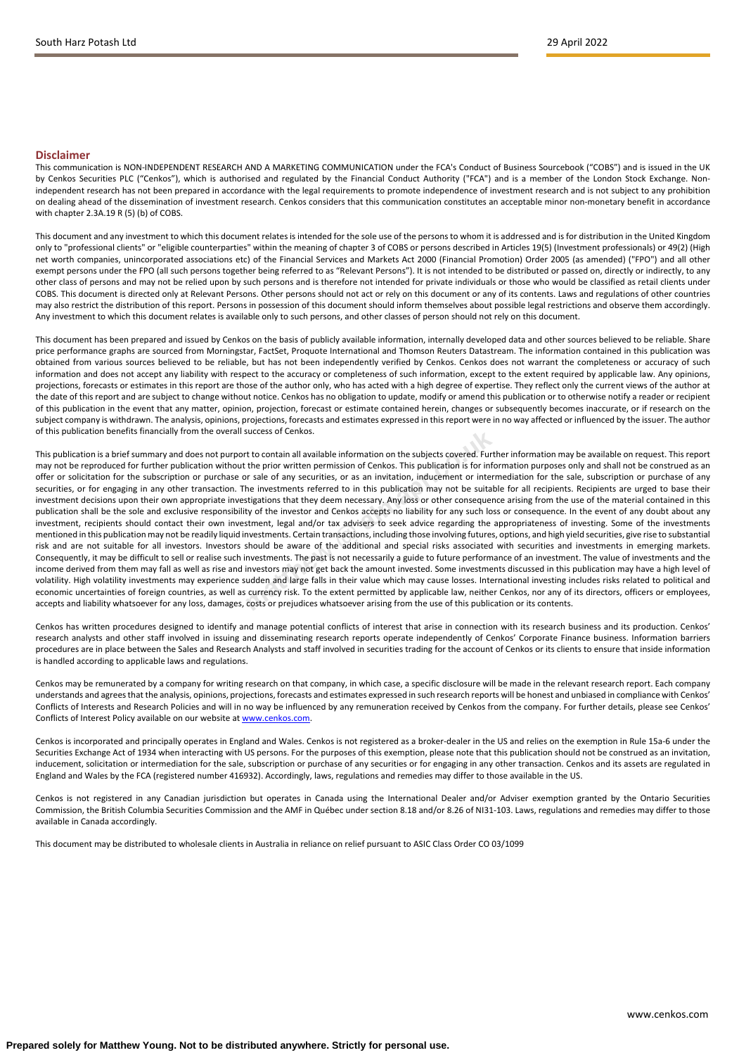## Disclaimer

This communication is NON-INDEPENDENT RESEARCH AND A MARKETING COMMUNICATION under the FCA's Conduct of Business Sourcebook ("COBS") and is issued in the UK by Cenkos Securities PLC ("Cenkos"), which is authorised and regulated by the Financial Conduct Authority ("FCA") and is a member of the London Stock Exchange. Non-independent research has not been prepared in accordance with the legal requirements to promote independence of investment research and is not subject to any prohibition on dealing ahead of the dissemination of investment research. Cenkos considers that this communication constitutes an acceptable minor non-monetary benefit in accordance with chapter 2.3A.19 R (5) (b) of COBS.

This document and any investment to which this document relates is intended for the sole use of the persons to whom it is addressed and is for distribution in the United Kingdom only to "professional clients" or "eligible counterparties" within the meaning of chapter 3 of COBS or persons described in Articles 19(5) (Investment professionals) or 49(2) (High net worth companies, unincorporated associations etc) of the Financial Services and Markets Act 2000 (Financial Promotion) Order 2005 (as amended) ("FPO") and all other exempt persons under the FPO (all such persons together being referred to as "Relevant Persons"). It is not intended to be distributed or passed on, directly or indirectly, to any other class of persons and may not be relied upon by such persons and is therefore not intended for private individuals or those who would be classified as retail clients under COBS. This document is directed only at Relevant Persons. Other persons should not act or rely on this document or any of its contents. Laws and regulations of other countries may also restrict the distribution of this report. Persons in possession of this document should inform themselves about possible legal restrictions and observe them accordingly. Any investment to which this document relates is available only to such persons, and other classes of person should not rely on this document.

This document has been prepared and issued by Cenkos on the basis of publicly available information, internally developed data and other sources believed to be reliable. Share price performance graphs are sourced from Morningstar, FactSet, Proquote International and Thomson Reuters Datastream. The information contained in this publication was obtained from various sources believed to be reliable, but has not been independently verified by Cenkos. Cenkos does not warrant the completeness or accuracy of such information and does not accept any liability with respect to the accuracy or completeness of such information, except to the extent required by applicable law. Any opinions, projections, forecasts or estimates in this report are those of the author only, who has acted with a high degree of expertise. They reflect only the current views of the author at the date of this report and are subject to change without notice. Cenkos has no obligation to update, modify or amend this publication or to otherwise notify a reader or recipient of this publication in the event that any matter, opinion, projection, forecast or estimate contained herein, changes or subsequently becomes inaccurate, or if research on the subject company is withdrawn. The analysis, opinions, projections, forecasts and estimates expressed in this report were in no way affected or influenced by the issuer. The author of this publication benefits financially from the overall success of Cenkos.

This publication is a brief summary and does not purport to contain all available information on the subjects covered. Further information may be available on request. This report may not be reproduced for further publication without the prior written permission of Cenkos. This publication is for information purposes only and shall not be construed as an offer or solicitation for the subscription or purchase or sale of any securities, or as an invitation, inducement or intermediation for the sale, subscription or purchase of any securities, or for engaging in any other transaction. The investments referred to in this publication may not be suitable for all recipients. Recipients are urged to base their investment decisions upon their own appropriate investigations that they deem necessary. Any loss or other consequence arising from the use of the material contained in this publication shall be the sole and exclusive responsibility of the investor and Cenkos accepts no liability for any such loss or consequence. In the event of any doubt about any investment, recipients should contact their own investment, legal and/or tax advisers to seek advice regarding the appropriateness of investing. Some of the investments mentioned in this publication may not be readily liquid investments. Certain transactions, including those involving futures, options, and high yield securities, give rise to substantial risk and are not suitable for all investors. Investors should be aware of the additional and special risks associated with securities and investments in emerging markets. Consequently, it may be difficult to sell or realise such investments. The past is not necessarily a guide to future performance of an investment. The value of investments and the income derived from them may fall as well as rise and investors may not get back the amount invested. Some investments discussed in this publication may have a high level of volatility. High volatility investments may experience sudden and large falls in their value which may cause losses. International investing includes risks related to political and economic uncertainties of foreign countries, as well as currency risk. To the extent permitted by applicable law, neither Cenkos, nor any of its directors, officers or employees, accepts and liability whatsoever for any loss, damages, costs or prejudices whatsoever arising from the use of this publication or its contents.

Cenkos has written procedures designed to identify and manage potential conflicts of interest that arise in connection with its research business and its production. Cenkos' research analysts and other staff involved in issuing and disseminating research reports operate independently of Cenkos' Corporate Finance business. Information barriers procedures are in place between the Sales and Research Analysts and staff involved in securities trading for the account of Cenkos or its clients to ensure that inside information is handled according to applicable laws and regulations.

Cenkos may be remunerated by a company for writing research on that company, in which case, a specific disclosure will be made in the relevant research report. Each company understands and agrees that the analysis, opinions, projections, forecasts and estimates expressed in such research reports will be honest and unbiased in compliance with Cenkos' Conflicts of Interests and Research Policies and will in no way be influenced by any remuneration received by Cenkos from the company. For further details, please see Cenkos' Conflicts of Interest Policy available on our website at www.cenkos.com.

Cenkos is incorporated and principally operates in England and Wales. Cenkos is not registered as a broker-dealer in the US and relies on the exemption in Rule 15a-6 under the Securities Exchange Act of 1934 when interacting with US persons. For the purposes of this exemption, please note that this publication should not be construed as an invitation, inducement, solicitation or intermediation for the sale, subscription or purchase of any securities or for engaging in any other transaction. Cenkos and its assets are regulated in England and Wales by the FCA (registered number 416932). Accordingly, laws, regulations and remedies may differ to those available in the US.

Cenkos is not registered in any Canadian jurisdiction but operates in Canada using the International Dealer and/or Adviser exemption granted by the Ontario Securities Commission, the British Columbia Securities Commission and the AMF in Québec under section 8.18 and/or 8.26 of NI31-103. Laws, regulations and remedies may differ to those available in Canada accordingly.

This document may be distributed to wholesale clients in Australia in reliance on relief pursuant to ASIC Class Order CO 03/1099

**Prepared solely for Matthew Young. Not to be distributed anywhere. Strictly for personal use.**